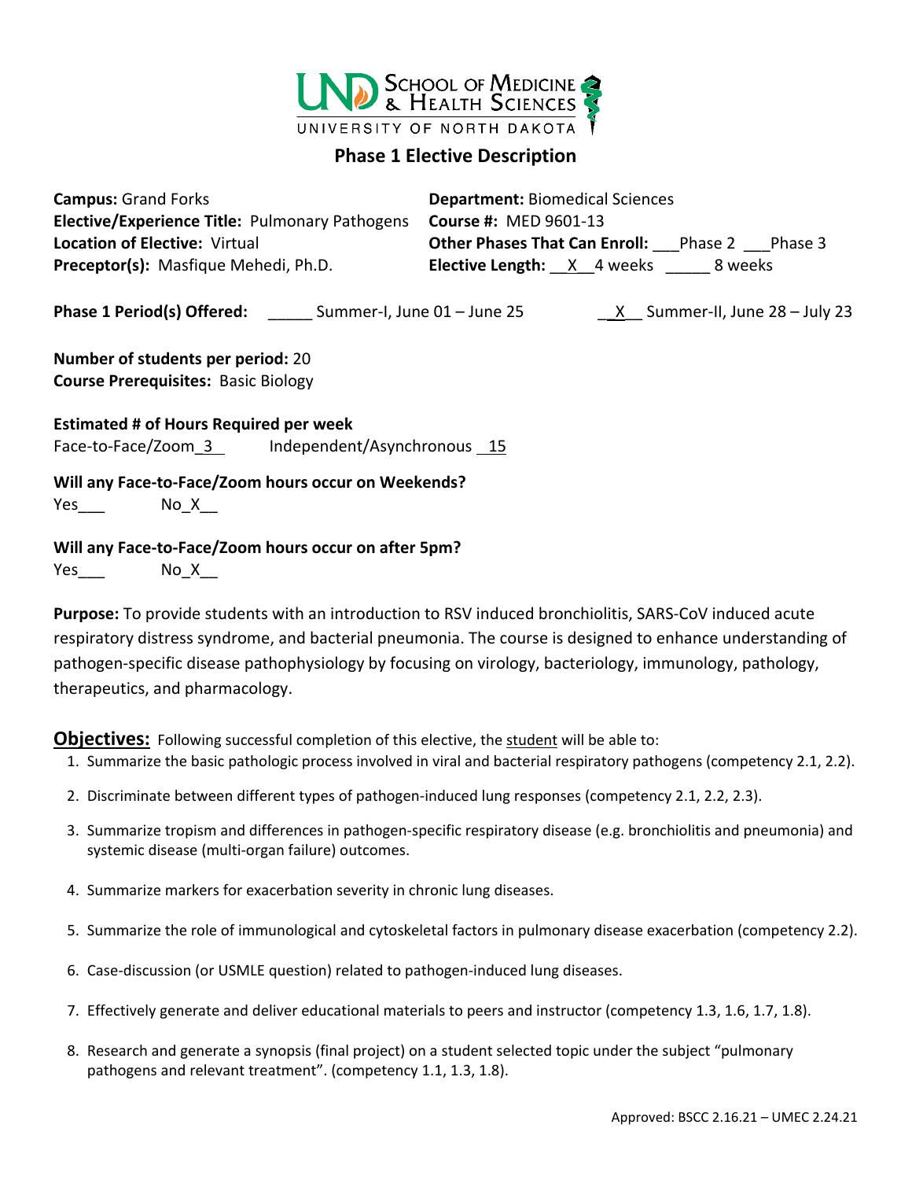UND School of Medicine & Health Sciences
University of North Dakota

# Phase 1 Elective Description

**Campus:** Grand Forks
**Elective/Experience Title:** Pulmonary Pathogens
**Location of Elective:** Virtual
**Preceptor(s):** Masfique Mehedi, Ph.D.

**Department:** Biomedical Sciences
**Course #:** MED 9601-13
**Other Phases That Can Enroll:** ___Phase 2 ___Phase 3
**Elective Length:** __X__4 weeks _____ 8 weeks

**Phase 1 Period(s) Offered:** _____ Summer-I, June 01 – June 25 __X__ Summer-II, June 28 – July 23

**Number of students per period:** 20
**Course Prerequisites:** Basic Biology

**Estimated # of Hours Required per week**
Face-to-Face/Zoom_3_ Independent/Asynchronous _15

**Will any Face-to-Face/Zoom hours occur on Weekends?**
Yes___ No_X__

**Will any Face-to-Face/Zoom hours occur on after 5pm?**
Yes___ No_X__

**Purpose:** To provide students with an introduction to RSV induced bronchiolitis, SARS-CoV induced acute respiratory distress syndrome, and bacterial pneumonia. The course is designed to enhance understanding of pathogen-specific disease pathophysiology by focusing on virology, bacteriology, immunology, pathology, therapeutics, and pharmacology.

**Objectives:** Following successful completion of this elective, the student will be able to:

1. Summarize the basic pathologic process involved in viral and bacterial respiratory pathogens (competency 2.1, 2.2).
2. Discriminate between different types of pathogen-induced lung responses (competency 2.1, 2.2, 2.3).
3. Summarize tropism and differences in pathogen-specific respiratory disease (e.g. bronchiolitis and pneumonia) and systemic disease (multi-organ failure) outcomes.
4. Summarize markers for exacerbation severity in chronic lung diseases.
5. Summarize the role of immunological and cytoskeletal factors in pulmonary disease exacerbation (competency 2.2).
6. Case-discussion (or USMLE question) related to pathogen-induced lung diseases.
7. Effectively generate and deliver educational materials to peers and instructor (competency 1.3, 1.6, 1.7, 1.8).
8. Research and generate a synopsis (final project) on a student selected topic under the subject "pulmonary pathogens and relevant treatment". (competency 1.1, 1.3, 1.8).

Approved: BSCC 2.16.21 – UMEC 2.24.21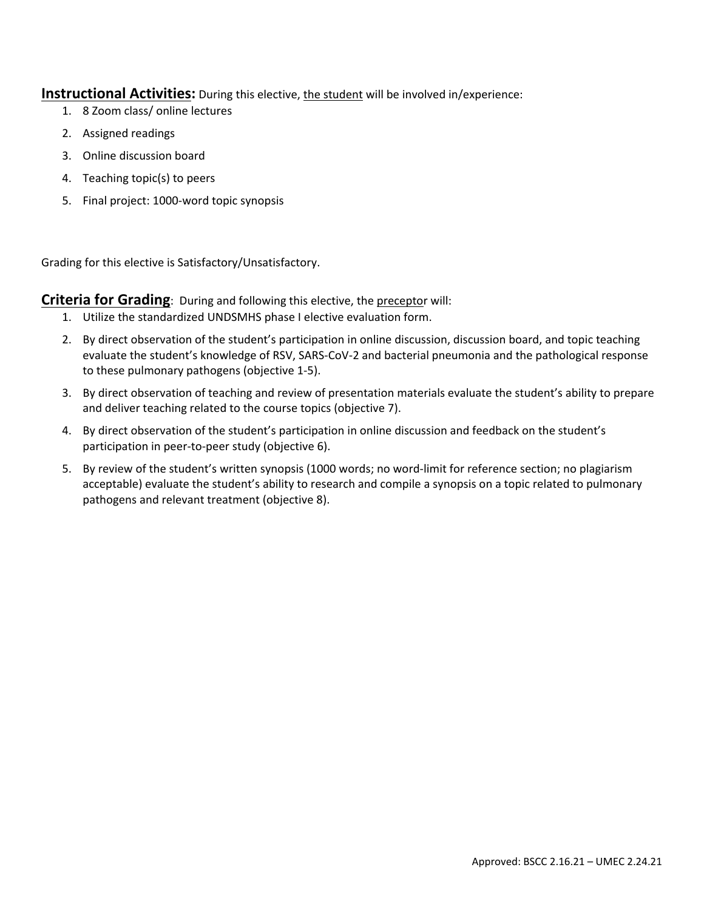**Instructional Activities:** During this elective, the student will be involved in/experience:

1. 8 Zoom class/ online lectures
2. Assigned readings
3. Online discussion board
4. Teaching topic(s) to peers
5. Final project: 1000-word topic synopsis

Grading for this elective is Satisfactory/Unsatisfactory.

**Criteria for Grading**: During and following this elective, the preceptor will:

1. Utilize the standardized UNDSMHS phase I elective evaluation form.
2. By direct observation of the student's participation in online discussion, discussion board, and topic teaching evaluate the student's knowledge of RSV, SARS-CoV-2 and bacterial pneumonia and the pathological response to these pulmonary pathogens (objective 1-5).
3. By direct observation of teaching and review of presentation materials evaluate the student's ability to prepare and deliver teaching related to the course topics (objective 7).
4. By direct observation of the student's participation in online discussion and feedback on the student's participation in peer-to-peer study (objective 6).
5. By review of the student's written synopsis (1000 words; no word-limit for reference section; no plagiarism acceptable) evaluate the student's ability to research and compile a synopsis on a topic related to pulmonary pathogens and relevant treatment (objective 8).

Approved: BSCC 2.16.21 – UMEC 2.24.21